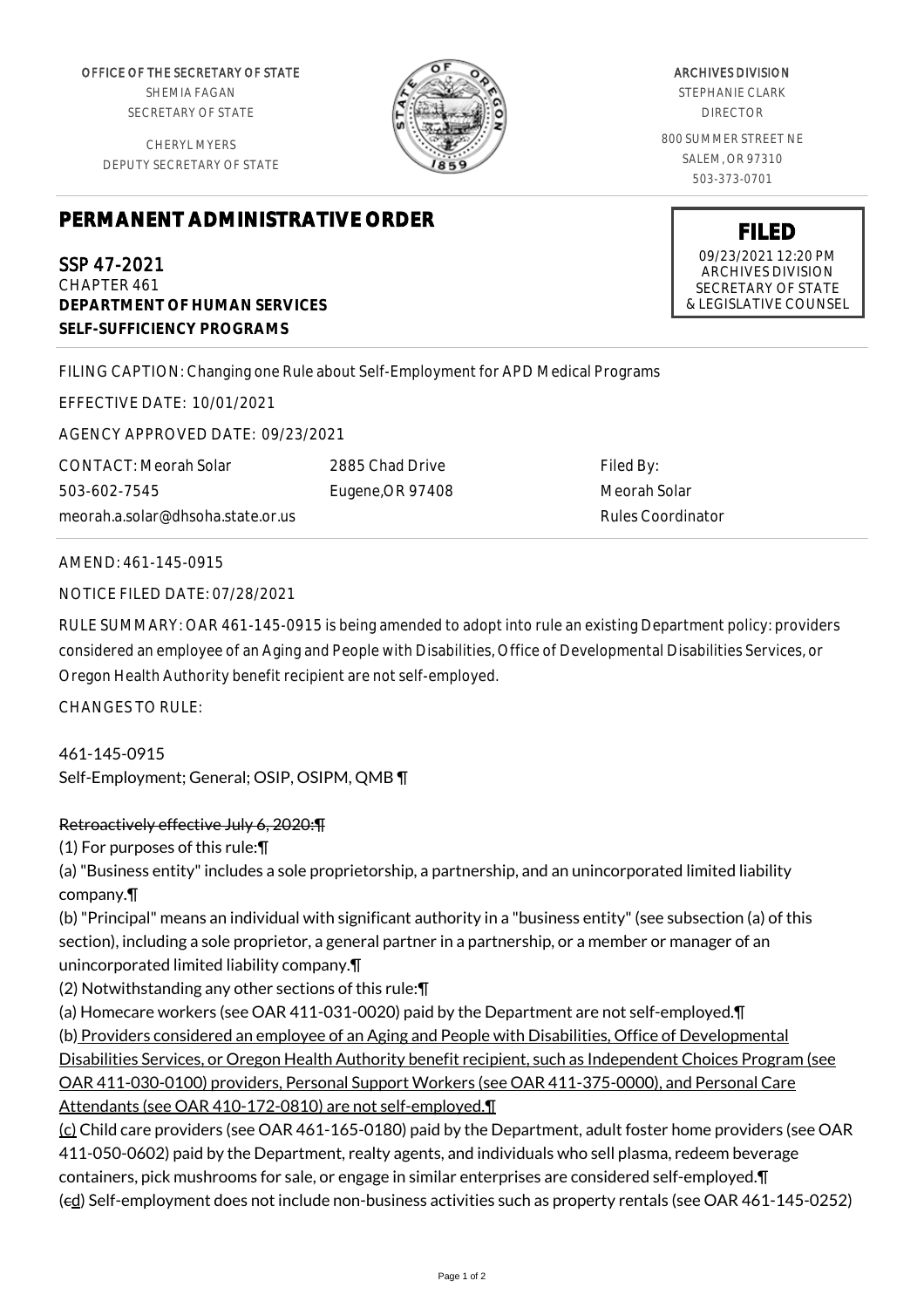OFFICE OF THE SECRETARY OF STATE
SHEMIA FAGAN
SECRETARY OF STATE

CHERYL MYERS
DEPUTY SECRETARY OF STATE

ARCHIVES DIVISION
STEPHANIE CLARK
DIRECTOR

800 SUMMER STREET NE
SALEM, OR 97310
503-373-0701

# PERMANENT ADMINISTRATIVE ORDER

**FILED**
09/23/2021 12:20 PM
ARCHIVES DIVISION
SECRETARY OF STATE
& LEGISLATIVE COUNSEL

SSP 47-2021
CHAPTER 461
**DEPARTMENT OF HUMAN SERVICES**
**SELF-SUFFICIENCY PROGRAMS**

FILING CAPTION: Changing one Rule about Self-Employment for APD Medical Programs

EFFECTIVE DATE: 10/01/2021

AGENCY APPROVED DATE: 09/23/2021

CONTACT: Meorah Solar
503-602-7545
meorah.a.solar@dhsoha.state.or.us

2885 Chad Drive
Eugene,OR 97408

Filed By:
Meorah Solar
Rules Coordinator

AMEND: 461-145-0915

NOTICE FILED DATE: 07/28/2021

RULE SUMMARY: OAR 461-145-0915 is being amended to adopt into rule an existing Department policy: providers considered an employee of an Aging and People with Disabilities, Office of Developmental Disabilities Services, or Oregon Health Authority benefit recipient are not self-employed.

CHANGES TO RULE:

461-145-0915
Self-Employment; General; OSIP, OSIPM, QMB ¶

~~Retroactively effective July 6, 2020:¶~~
(1) For purposes of this rule:¶
(a) "Business entity" includes a sole proprietorship, a partnership, and an unincorporated limited liability company.¶
(b) "Principal" means an individual with significant authority in a "business entity" (see subsection (a) of this section), including a sole proprietor, a general partner in a partnership, or a member or manager of an unincorporated limited liability company.¶
(2) Notwithstanding any other sections of this rule:¶
(a) Homecare workers (see OAR 411-031-0020) paid by the Department are not self-employed.¶
(b) Providers considered an employee of an Aging and People with Disabilities, Office of Developmental Disabilities Services, or Oregon Health Authority benefit recipient, such as Independent Choices Program (see OAR 411-030-0100) providers, Personal Support Workers (see OAR 411-375-0000), and Personal Care Attendants (see OAR 410-172-0810) are not self-employed.¶
(c) Child care providers (see OAR 461-165-0180) paid by the Department, adult foster home providers (see OAR 411-050-0602) paid by the Department, realty agents, and individuals who sell plasma, redeem beverage containers, pick mushrooms for sale, or engage in similar enterprises are considered self-employed.¶
(~~c~~d) Self-employment does not include non-business activities such as property rentals (see OAR 461-145-0252)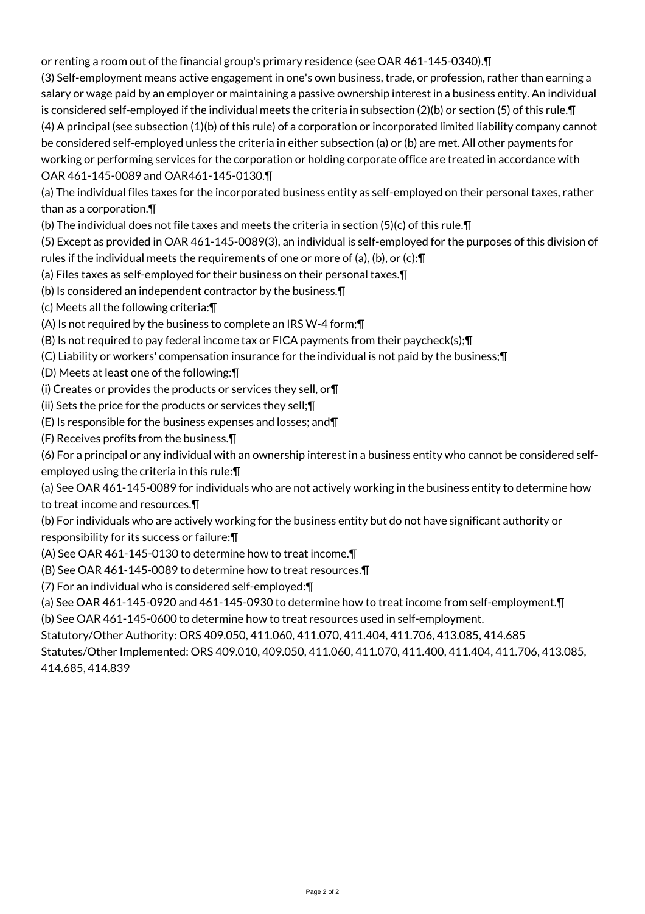or renting a room out of the financial group's primary residence (see OAR 461-145-0340).¶

(3) Self-employment means active engagement in one's own business, trade, or profession, rather than earning a salary or wage paid by an employer or maintaining a passive ownership interest in a business entity. An individual is considered self-employed if the individual meets the criteria in subsection (2)(b) or section (5) of this rule.¶

(4) A principal (see subsection (1)(b) of this rule) of a corporation or incorporated limited liability company cannot be considered self-employed unless the criteria in either subsection (a) or (b) are met. All other payments for working or performing services for the corporation or holding corporate office are treated in accordance with OAR 461-145-0089 and OAR461-145-0130.¶

(a) The individual files taxes for the incorporated business entity as self-employed on their personal taxes, rather than as a corporation.¶

(b) The individual does not file taxes and meets the criteria in section (5)(c) of this rule.¶

(5) Except as provided in OAR 461-145-0089(3), an individual is self-employed for the purposes of this division of rules if the individual meets the requirements of one or more of (a), (b), or (c):¶

(a) Files taxes as self-employed for their business on their personal taxes.¶

(b) Is considered an independent contractor by the business.¶

(c) Meets all the following criteria:¶

(A) Is not required by the business to complete an IRS W-4 form;¶

(B) Is not required to pay federal income tax or FICA payments from their paycheck(s);¶

(C) Liability or workers' compensation insurance for the individual is not paid by the business;¶

(D) Meets at least one of the following:¶

(i) Creates or provides the products or services they sell, or¶

(ii) Sets the price for the products or services they sell;¶

(E) Is responsible for the business expenses and losses; and¶

(F) Receives profits from the business.¶

(6) For a principal or any individual with an ownership interest in a business entity who cannot be considered self-employed using the criteria in this rule:¶

(a) See OAR 461-145-0089 for individuals who are not actively working in the business entity to determine how to treat income and resources.¶

(b) For individuals who are actively working for the business entity but do not have significant authority or responsibility for its success or failure:¶

(A) See OAR 461-145-0130 to determine how to treat income.¶

(B) See OAR 461-145-0089 to determine how to treat resources.¶

(7) For an individual who is considered self-employed:¶

(a) See OAR 461-145-0920 and 461-145-0930 to determine how to treat income from self-employment.¶

(b) See OAR 461-145-0600 to determine how to treat resources used in self-employment.

Statutory/Other Authority: ORS 409.050, 411.060, 411.070, 411.404, 411.706, 413.085, 414.685

Statutes/Other Implemented: ORS 409.010, 409.050, 411.060, 411.070, 411.400, 411.404, 411.706, 413.085, 414.685, 414.839